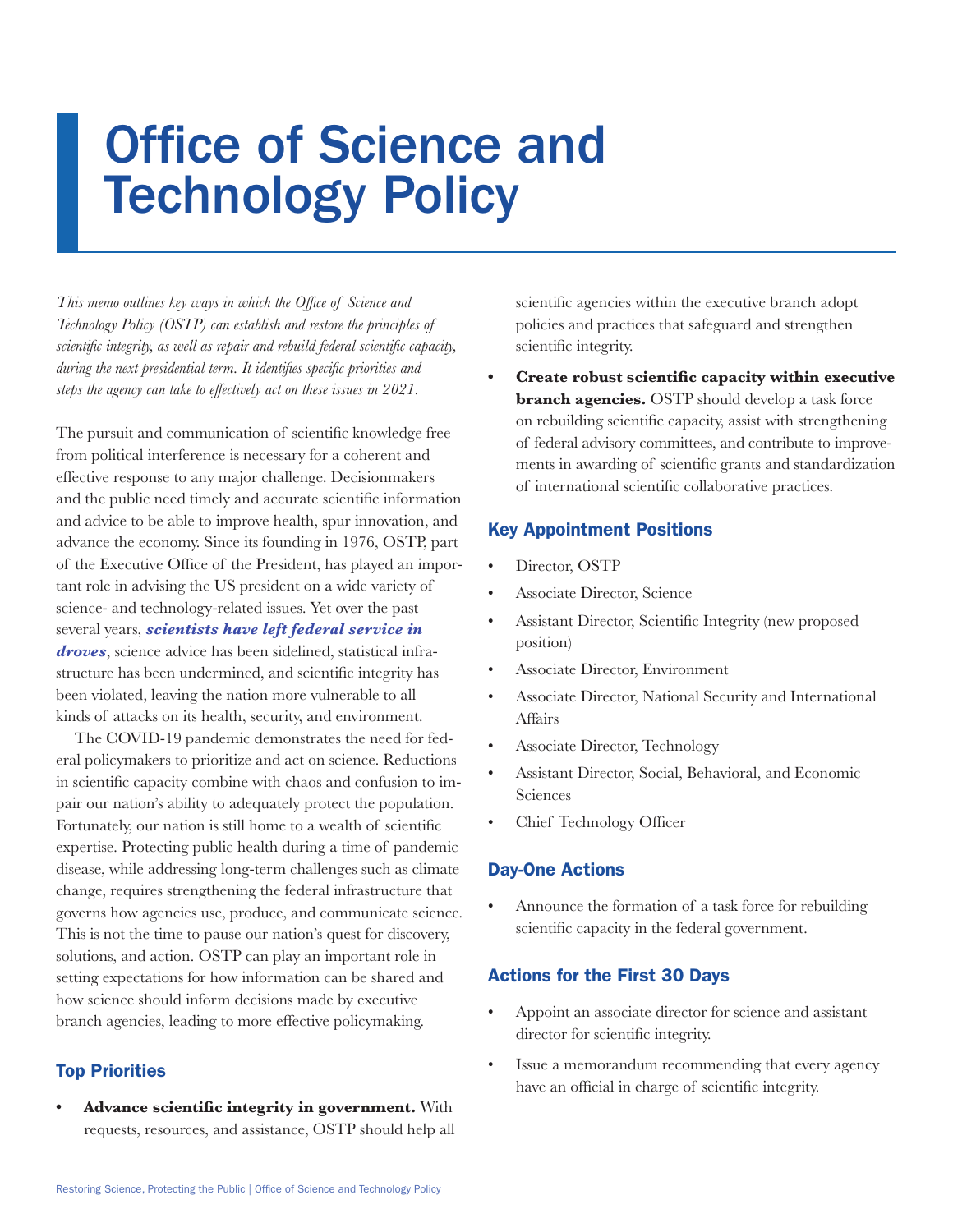# Office of Science and Technology Policy

*This memo outlines key ways in which the Office of Science and Technology Policy (OSTP) can establish and restore the principles of scientific integrity, as well as repair and rebuild federal scientific capacity, during the next presidential term. It identifies specific priorities and steps the agency can take to effectively act on these issues in 2021.*

The pursuit and communication of scientific knowledge free from political interference is necessary for a coherent and effective response to any major challenge. Decisionmakers and the public need timely and accurate scientific information and advice to be able to improve health, spur innovation, and advance the economy. Since its founding in 1976, OSTP, part of the Executive Office of the President, has played an important role in advising the US president on a wide variety of science- and technology-related issues. Yet over the past several years, ***scientists have left federal service in droves***, science advice has been sidelined, statistical infrastructure has been undermined, and scientific integrity has been violated, leaving the nation more vulnerable to all kinds of attacks on its health, security, and environment.

The COVID-19 pandemic demonstrates the need for federal policymakers to prioritize and act on science. Reductions in scientific capacity combine with chaos and confusion to impair our nation's ability to adequately protect the population. Fortunately, our nation is still home to a wealth of scientific expertise. Protecting public health during a time of pandemic disease, while addressing long-term challenges such as climate change, requires strengthening the federal infrastructure that governs how agencies use, produce, and communicate science. This is not the time to pause our nation's quest for discovery, solutions, and action. OSTP can play an important role in setting expectations for how information can be shared and how science should inform decisions made by executive branch agencies, leading to more effective policymaking.

## Top Priorities

- **Advance scientific integrity in government.** With requests, resources, and assistance, OSTP should help all scientific agencies within the executive branch adopt policies and practices that safeguard and strengthen scientific integrity.
- **Create robust scientific capacity within executive branch agencies.** OSTP should develop a task force on rebuilding scientific capacity, assist with strengthening of federal advisory committees, and contribute to improvements in awarding of scientific grants and standardization of international scientific collaborative practices.

## Key Appointment Positions

- Director, OSTP
- Associate Director, Science
- Assistant Director, Scientific Integrity (new proposed position)
- Associate Director, Environment
- Associate Director, National Security and International Affairs
- Associate Director, Technology
- Assistant Director, Social, Behavioral, and Economic Sciences
- Chief Technology Officer

## Day-One Actions

- Announce the formation of a task force for rebuilding scientific capacity in the federal government.

## Actions for the First 30 Days

- Appoint an associate director for science and assistant director for scientific integrity.
- Issue a memorandum recommending that every agency have an official in charge of scientific integrity.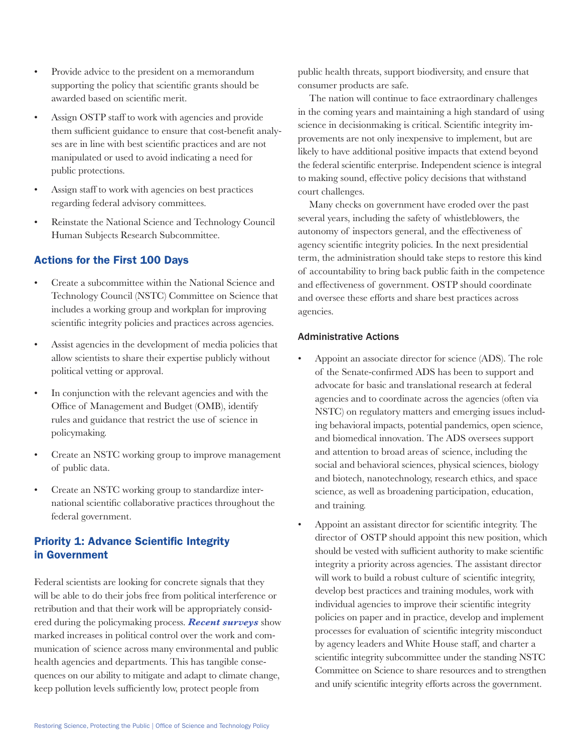- Provide advice to the president on a memorandum supporting the policy that scientific grants should be awarded based on scientific merit.
- Assign OSTP staff to work with agencies and provide them sufficient guidance to ensure that cost-benefit analyses are in line with best scientific practices and are not manipulated or used to avoid indicating a need for public protections.
- Assign staff to work with agencies on best practices regarding federal advisory committees.
- Reinstate the National Science and Technology Council Human Subjects Research Subcommittee.

## Actions for the First 100 Days

- Create a subcommittee within the National Science and Technology Council (NSTC) Committee on Science that includes a working group and workplan for improving scientific integrity policies and practices across agencies.
- Assist agencies in the development of media policies that allow scientists to share their expertise publicly without political vetting or approval.
- In conjunction with the relevant agencies and with the Office of Management and Budget (OMB), identify rules and guidance that restrict the use of science in policymaking.
- Create an NSTC working group to improve management of public data.
- Create an NSTC working group to standardize international scientific collaborative practices throughout the federal government.

## Priority 1: Advance Scientific Integrity in Government

Federal scientists are looking for concrete signals that they will be able to do their jobs free from political interference or retribution and that their work will be appropriately considered during the policymaking process. ***Recent surveys*** show marked increases in political control over the work and communication of science across many environmental and public health agencies and departments. This has tangible consequences on our ability to mitigate and adapt to climate change, keep pollution levels sufficiently low, protect people from public health threats, support biodiversity, and ensure that consumer products are safe.

The nation will continue to face extraordinary challenges in the coming years and maintaining a high standard of using science in decisionmaking is critical. Scientific integrity improvements are not only inexpensive to implement, but are likely to have additional positive impacts that extend beyond the federal scientific enterprise. Independent science is integral to making sound, effective policy decisions that withstand court challenges.

Many checks on government have eroded over the past several years, including the safety of whistleblowers, the autonomy of inspectors general, and the effectiveness of agency scientific integrity policies. In the next presidential term, the administration should take steps to restore this kind of accountability to bring back public faith in the competence and effectiveness of government. OSTP should coordinate and oversee these efforts and share best practices across agencies.

### Administrative Actions

- Appoint an associate director for science (ADS). The role of the Senate-confirmed ADS has been to support and advocate for basic and translational research at federal agencies and to coordinate across the agencies (often via NSTC) on regulatory matters and emerging issues including behavioral impacts, potential pandemics, open science, and biomedical innovation. The ADS oversees support and attention to broad areas of science, including the social and behavioral sciences, physical sciences, biology and biotech, nanotechnology, research ethics, and space science, as well as broadening participation, education, and training.
- Appoint an assistant director for scientific integrity. The director of OSTP should appoint this new position, which should be vested with sufficient authority to make scientific integrity a priority across agencies. The assistant director will work to build a robust culture of scientific integrity, develop best practices and training modules, work with individual agencies to improve their scientific integrity policies on paper and in practice, develop and implement processes for evaluation of scientific integrity misconduct by agency leaders and White House staff, and charter a scientific integrity subcommittee under the standing NSTC Committee on Science to share resources and to strengthen and unify scientific integrity efforts across the government.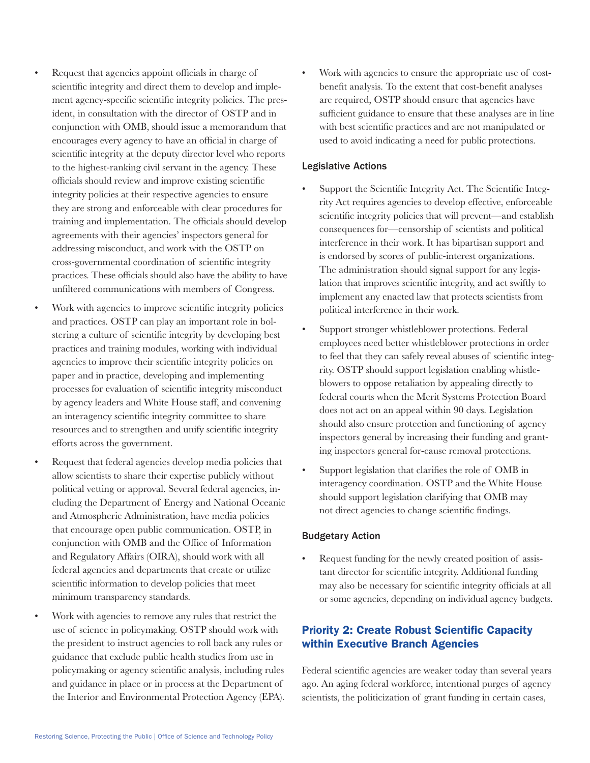- Request that agencies appoint officials in charge of scientific integrity and direct them to develop and implement agency-specific scientific integrity policies. The president, in consultation with the director of OSTP and in conjunction with OMB, should issue a memorandum that encourages every agency to have an official in charge of scientific integrity at the deputy director level who reports to the highest-ranking civil servant in the agency. These officials should review and improve existing scientific integrity policies at their respective agencies to ensure they are strong and enforceable with clear procedures for training and implementation. The officials should develop agreements with their agencies' inspectors general for addressing misconduct, and work with the OSTP on cross-governmental coordination of scientific integrity practices. These officials should also have the ability to have unfiltered communications with members of Congress.
- Work with agencies to improve scientific integrity policies and practices. OSTP can play an important role in bolstering a culture of scientific integrity by developing best practices and training modules, working with individual agencies to improve their scientific integrity policies on paper and in practice, developing and implementing processes for evaluation of scientific integrity misconduct by agency leaders and White House staff, and convening an interagency scientific integrity committee to share resources and to strengthen and unify scientific integrity efforts across the government.
- Request that federal agencies develop media policies that allow scientists to share their expertise publicly without political vetting or approval. Several federal agencies, including the Department of Energy and National Oceanic and Atmospheric Administration, have media policies that encourage open public communication. OSTP, in conjunction with OMB and the Office of Information and Regulatory Affairs (OIRA), should work with all federal agencies and departments that create or utilize scientific information to develop policies that meet minimum transparency standards.
- Work with agencies to remove any rules that restrict the use of science in policymaking. OSTP should work with the president to instruct agencies to roll back any rules or guidance that exclude public health studies from use in policymaking or agency scientific analysis, including rules and guidance in place or in process at the Department of the Interior and Environmental Protection Agency (EPA).
- Work with agencies to ensure the appropriate use of cost-benefit analysis. To the extent that cost-benefit analyses are required, OSTP should ensure that agencies have sufficient guidance to ensure that these analyses are in line with best scientific practices and are not manipulated or used to avoid indicating a need for public protections.

### Legislative Actions

- Support the Scientific Integrity Act. The Scientific Integrity Act requires agencies to develop effective, enforceable scientific integrity policies that will prevent—and establish consequences for—censorship of scientists and political interference in their work. It has bipartisan support and is endorsed by scores of public-interest organizations. The administration should signal support for any legislation that improves scientific integrity, and act swiftly to implement any enacted law that protects scientists from political interference in their work.
- Support stronger whistleblower protections. Federal employees need better whistleblower protections in order to feel that they can safely reveal abuses of scientific integrity. OSTP should support legislation enabling whistleblowers to oppose retaliation by appealing directly to federal courts when the Merit Systems Protection Board does not act on an appeal within 90 days. Legislation should also ensure protection and functioning of agency inspectors general by increasing their funding and granting inspectors general for-cause removal protections.
- Support legislation that clarifies the role of OMB in interagency coordination. OSTP and the White House should support legislation clarifying that OMB may not direct agencies to change scientific findings.

### Budgetary Action

- Request funding for the newly created position of assistant director for scientific integrity. Additional funding may also be necessary for scientific integrity officials at all or some agencies, depending on individual agency budgets.

## Priority 2: Create Robust Scientific Capacity within Executive Branch Agencies

Federal scientific agencies are weaker today than several years ago. An aging federal workforce, intentional purges of agency scientists, the politicization of grant funding in certain cases,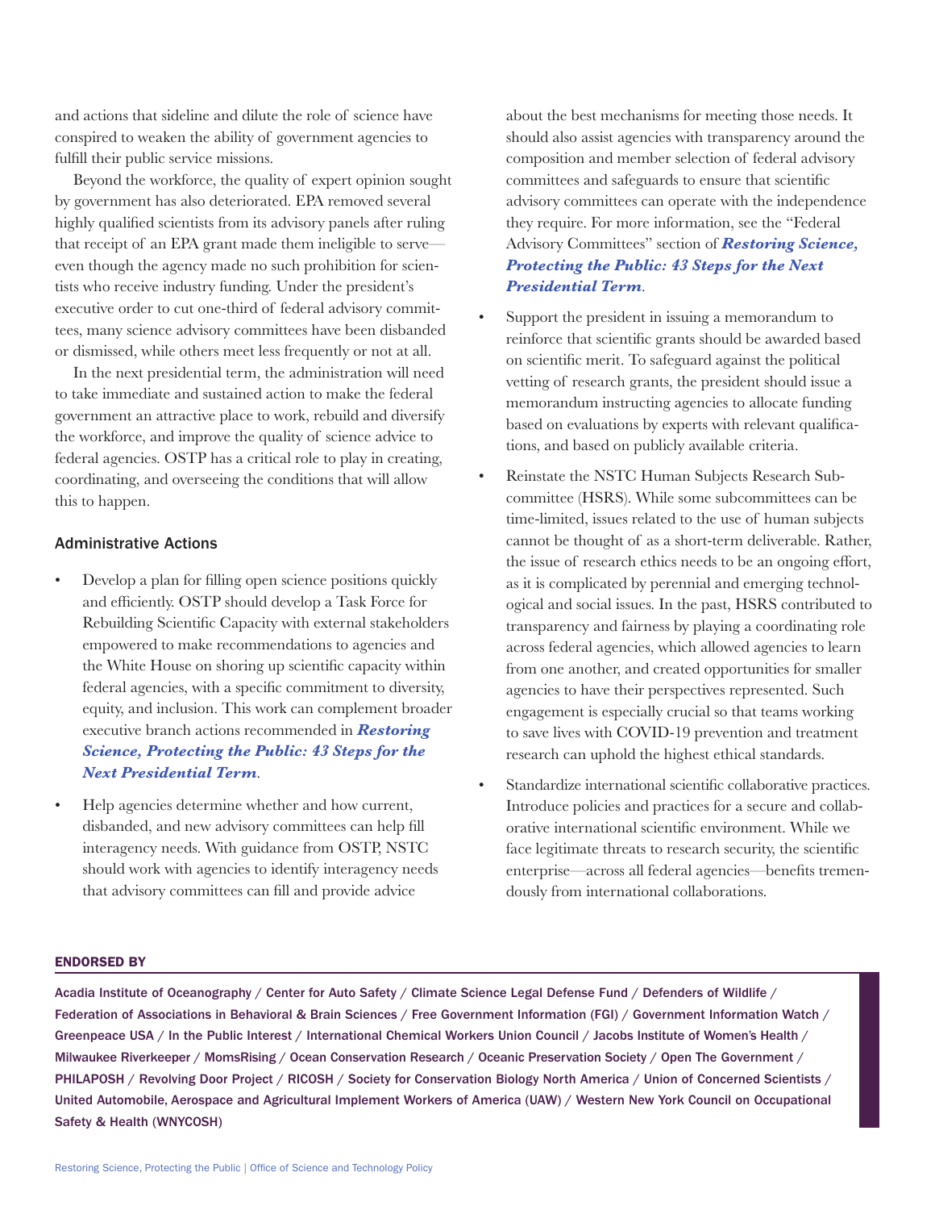and actions that sideline and dilute the role of science have conspired to weaken the ability of government agencies to fulfill their public service missions.

Beyond the workforce, the quality of expert opinion sought by government has also deteriorated. EPA removed several highly qualified scientists from its advisory panels after ruling that receipt of an EPA grant made them ineligible to serve—even though the agency made no such prohibition for scientists who receive industry funding. Under the president's executive order to cut one-third of federal advisory committees, many science advisory committees have been disbanded or dismissed, while others meet less frequently or not at all.

In the next presidential term, the administration will need to take immediate and sustained action to make the federal government an attractive place to work, rebuild and diversify the workforce, and improve the quality of science advice to federal agencies. OSTP has a critical role to play in creating, coordinating, and overseeing the conditions that will allow this to happen.

### Administrative Actions

- Develop a plan for filling open science positions quickly and efficiently. OSTP should develop a Task Force for Rebuilding Scientific Capacity with external stakeholders empowered to make recommendations to agencies and the White House on shoring up scientific capacity within federal agencies, with a specific commitment to diversity, equity, and inclusion. This work can complement broader executive branch actions recommended in ***Restoring Science, Protecting the Public: 43 Steps for the Next Presidential Term***.
- Help agencies determine whether and how current, disbanded, and new advisory committees can help fill interagency needs. With guidance from OSTP, NSTC should work with agencies to identify interagency needs that advisory committees can fill and provide advice about the best mechanisms for meeting those needs. It should also assist agencies with transparency around the composition and member selection of federal advisory committees and safeguards to ensure that scientific advisory committees can operate with the independence they require. For more information, see the "Federal Advisory Committees" section of ***Restoring Science, Protecting the Public: 43 Steps for the Next Presidential Term***.
- Support the president in issuing a memorandum to reinforce that scientific grants should be awarded based on scientific merit. To safeguard against the political vetting of research grants, the president should issue a memorandum instructing agencies to allocate funding based on evaluations by experts with relevant qualifications, and based on publicly available criteria.
- Reinstate the NSTC Human Subjects Research Subcommittee (HSRS). While some subcommittees can be time-limited, issues related to the use of human subjects cannot be thought of as a short-term deliverable. Rather, the issue of research ethics needs to be an ongoing effort, as it is complicated by perennial and emerging technological and social issues. In the past, HSRS contributed to transparency and fairness by playing a coordinating role across federal agencies, which allowed agencies to learn from one another, and created opportunities for smaller agencies to have their perspectives represented. Such engagement is especially crucial so that teams working to save lives with COVID-19 prevention and treatment research can uphold the highest ethical standards.
- Standardize international scientific collaborative practices. Introduce policies and practices for a secure and collaborative international scientific environment. While we face legitimate threats to research security, the scientific enterprise—across all federal agencies—benefits tremendously from international collaborations.

**ENDORSED BY**

Acadia Institute of Oceanography / Center for Auto Safety / Climate Science Legal Defense Fund / Defenders of Wildlife / Federation of Associations in Behavioral & Brain Sciences / Free Government Information (FGI) / Government Information Watch / Greenpeace USA / In the Public Interest / International Chemical Workers Union Council / Jacobs Institute of Women's Health / Milwaukee Riverkeeper / MomsRising / Ocean Conservation Research / Oceanic Preservation Society / Open The Government / PHILAPOSH / Revolving Door Project / RICOSH / Society for Conservation Biology North America / Union of Concerned Scientists / United Automobile, Aerospace and Agricultural Implement Workers of America (UAW) / Western New York Council on Occupational Safety & Health (WNYCOSH)